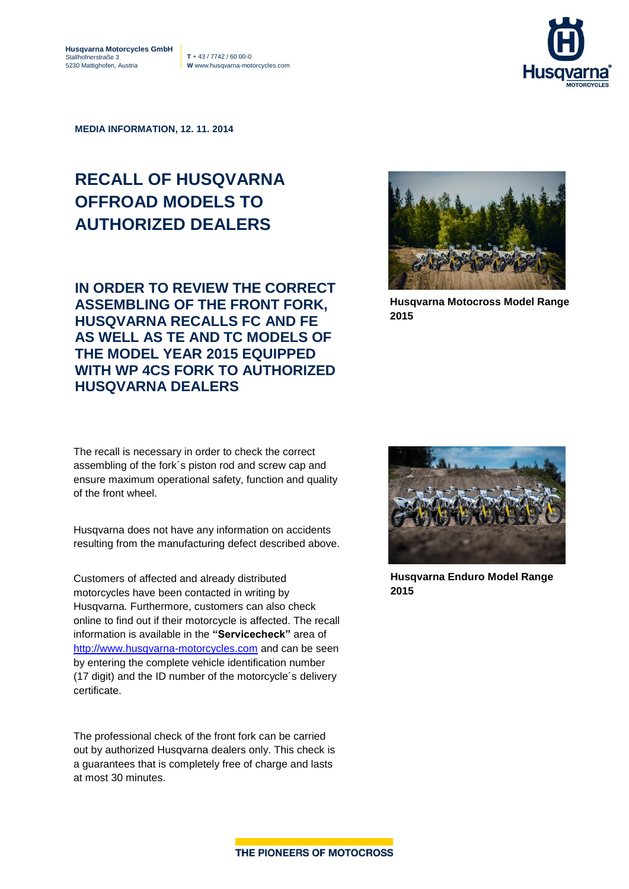**Husqvarna Motorcycles GmbH**
Stallhofnerstraße 3
5230 Mattighofen, Austria

**T** + 43 / 7742 / 60 00-0
**W** www.husqvarna-motorcycles.com

**MEDIA INFORMATION, 12. 11. 2014**

# RECALL OF HUSQVARNA OFFROAD MODELS TO AUTHORIZED DEALERS

## IN ORDER TO REVIEW THE CORRECT ASSEMBLING OF THE FRONT FORK, HUSQVARNA RECALLS FC AND FE AS WELL AS TE AND TC MODELS OF THE MODEL YEAR 2015 EQUIPPED WITH WP 4CS FORK TO AUTHORIZED HUSQVARNA DEALERS

**Husqvarna Motocross Model Range 2015**

The recall is necessary in order to check the correct assembling of the fork´s piston rod and screw cap and ensure maximum operational safety, function and quality of the front wheel.

Husqvarna does not have any information on accidents resulting from the manufacturing defect described above.

Customers of affected and already distributed motorcycles have been contacted in writing by Husqvarna. Furthermore, customers can also check online to find out if their motorcycle is affected. The recall information is available in the **"Servicecheck"** area of [http://www.husqvarna-motorcycles.com](http://www.husqvarna-motorcycles.com) and can be seen by entering the complete vehicle identification number (17 digit) and the ID number of the motorcycle´s delivery certificate.

**Husqvarna Enduro Model Range 2015**

The professional check of the front fork can be carried out by authorized Husqvarna dealers only. This check is a guarantees that is completely free of charge and lasts at most 30 minutes.

THE PIONEERS OF MOTOCROSS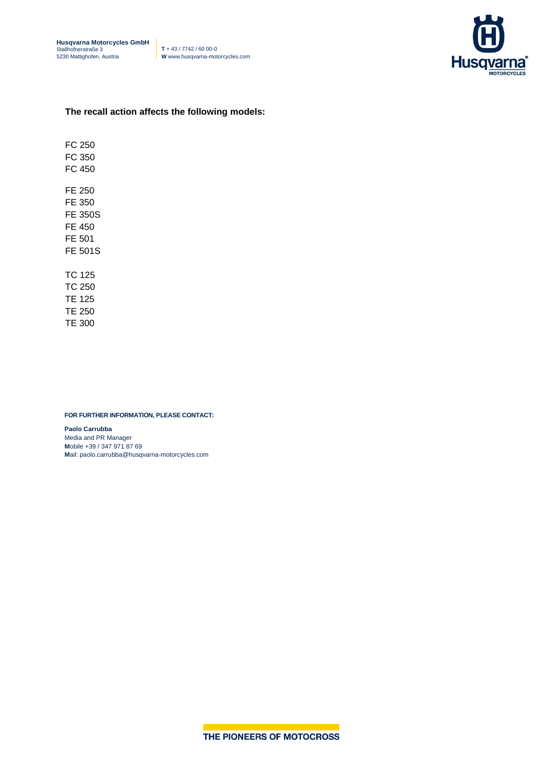**The recall action affects the following models:**

FC 250
FC 350
FC 450

FE 250
FE 350
FE 350S
FE 450
FE 501
FE 501S

TC 125
TC 250
TE 125
TE 250
TE 300

**FOR FURTHER INFORMATION, PLEASE CONTACT:**

**Paolo Carrubba**
Media and PR Manager
**M**obile +39 / 347 971 87 69
**M**ail: paolo.carrubba@husqvarna-motorcycles.com